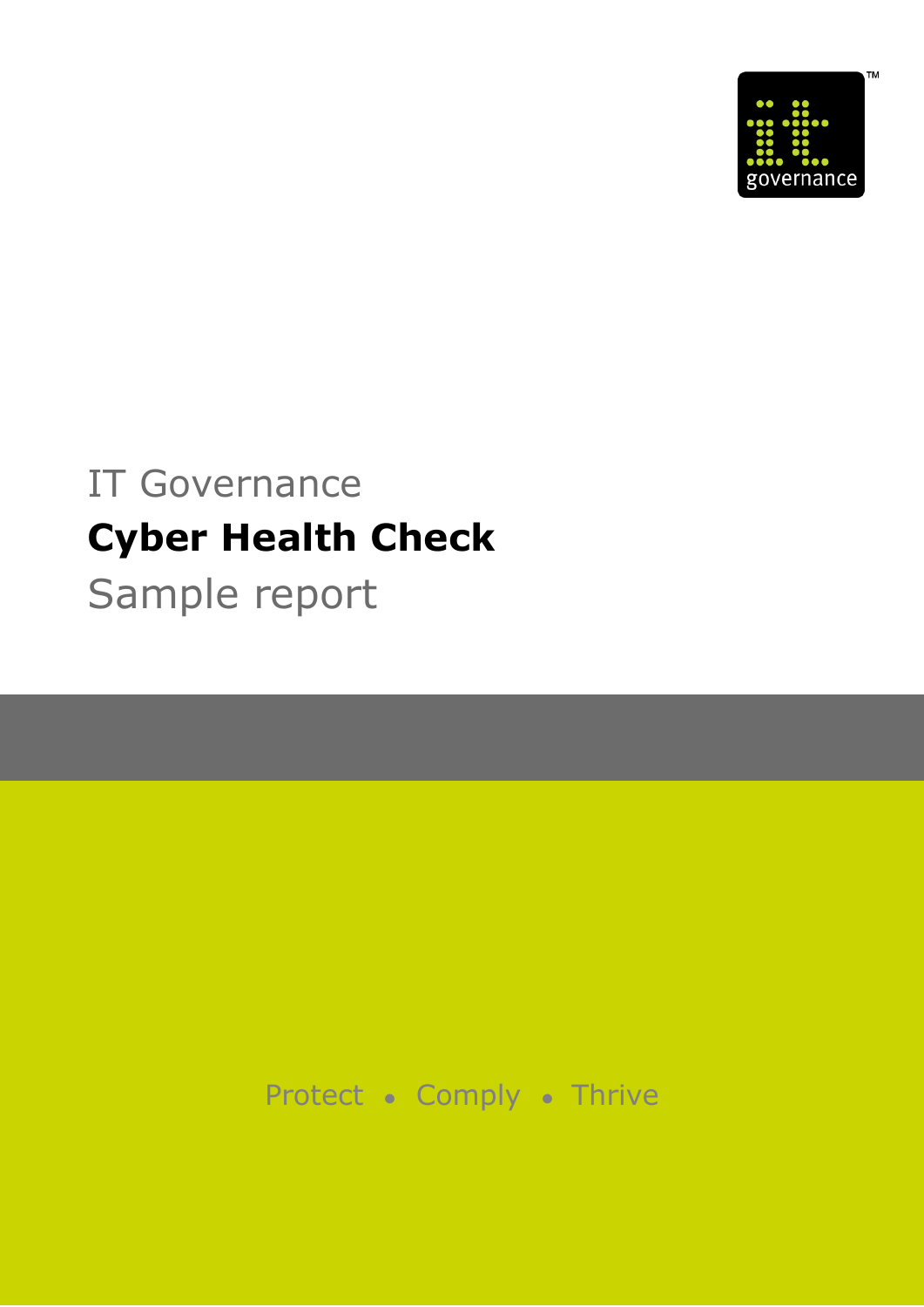IT Governance

# Cyber Health Check

Sample report

Protect • Comply • Thrive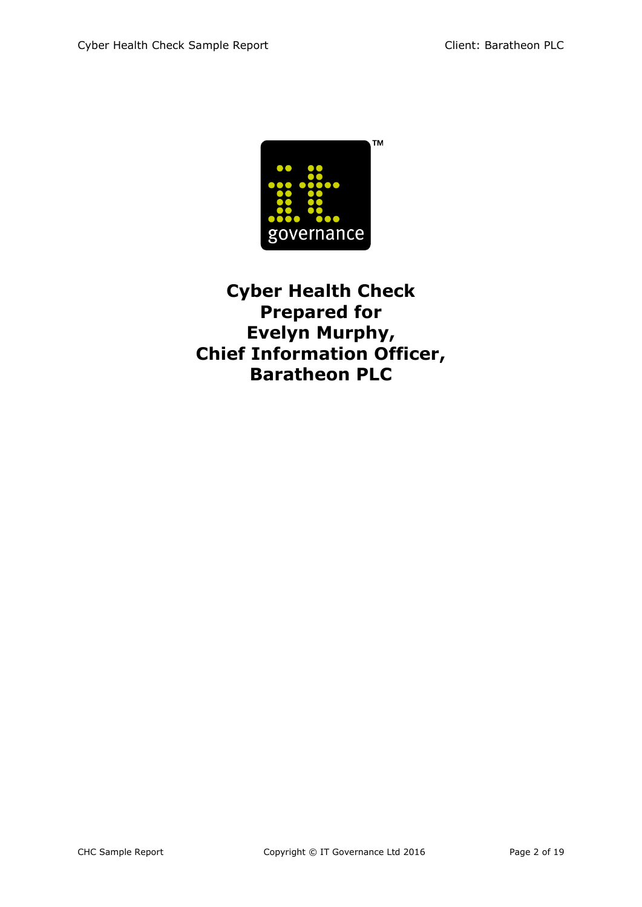# Cyber Health Check
# Prepared for
# Evelyn Murphy,
# Chief Information Officer,
# Baratheon PLC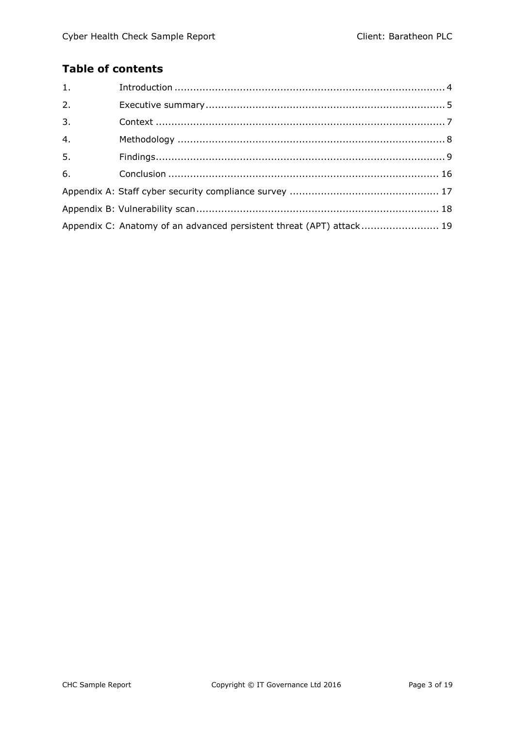## Table of contents

1. Introduction ........................................................................ 4
2. Executive summary ............................................................. 5
3. Context ............................................................................... 7
4. Methodology ....................................................................... 8
5. Findings .............................................................................. 9
6. Conclusion ......................................................................... 16

Appendix A: Staff cyber security compliance survey ................................ 17

Appendix B: Vulnerability scan .............................................................. 18

Appendix C: Anatomy of an advanced persistent threat (APT) attack ......................... 19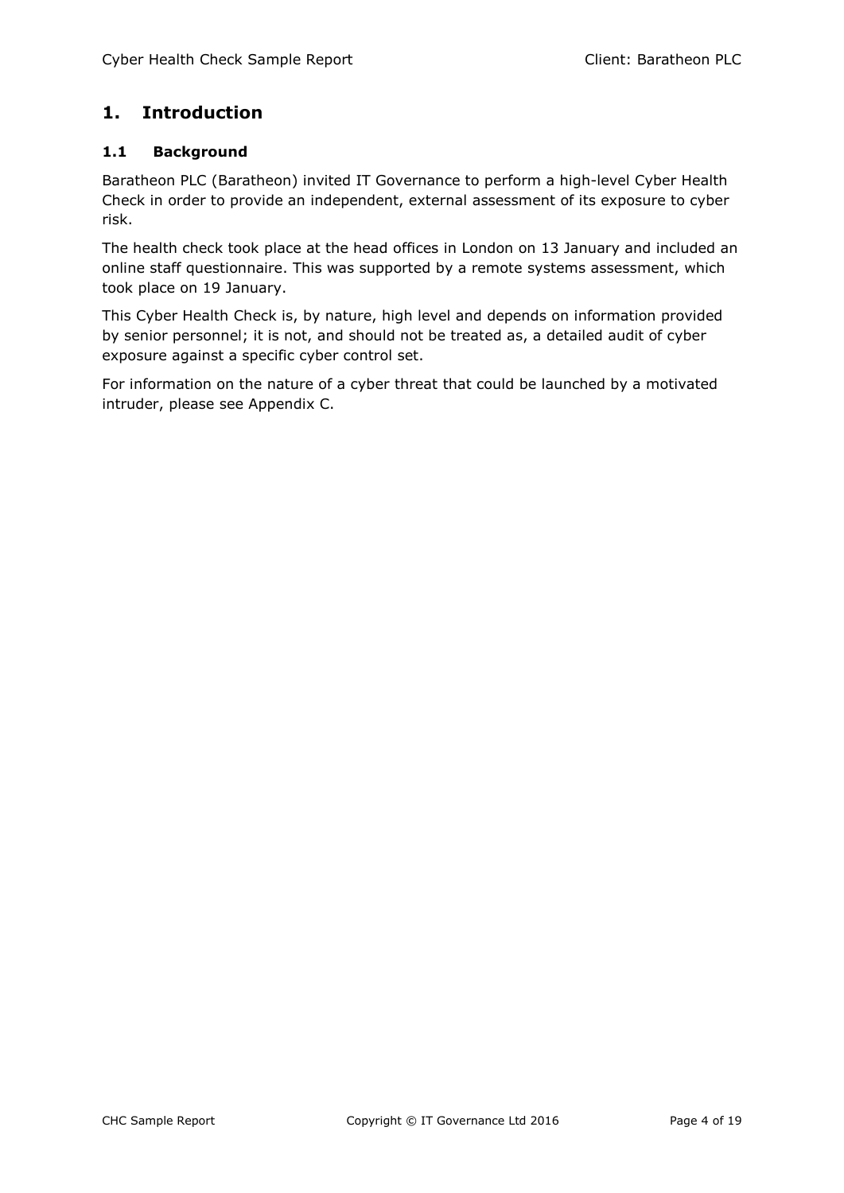# 1. Introduction

## 1.1 Background

Baratheon PLC (Baratheon) invited IT Governance to perform a high-level Cyber Health Check in order to provide an independent, external assessment of its exposure to cyber risk.

The health check took place at the head offices in London on 13 January and included an online staff questionnaire. This was supported by a remote systems assessment, which took place on 19 January.

This Cyber Health Check is, by nature, high level and depends on information provided by senior personnel; it is not, and should not be treated as, a detailed audit of cyber exposure against a specific cyber control set.

For information on the nature of a cyber threat that could be launched by a motivated intruder, please see Appendix C.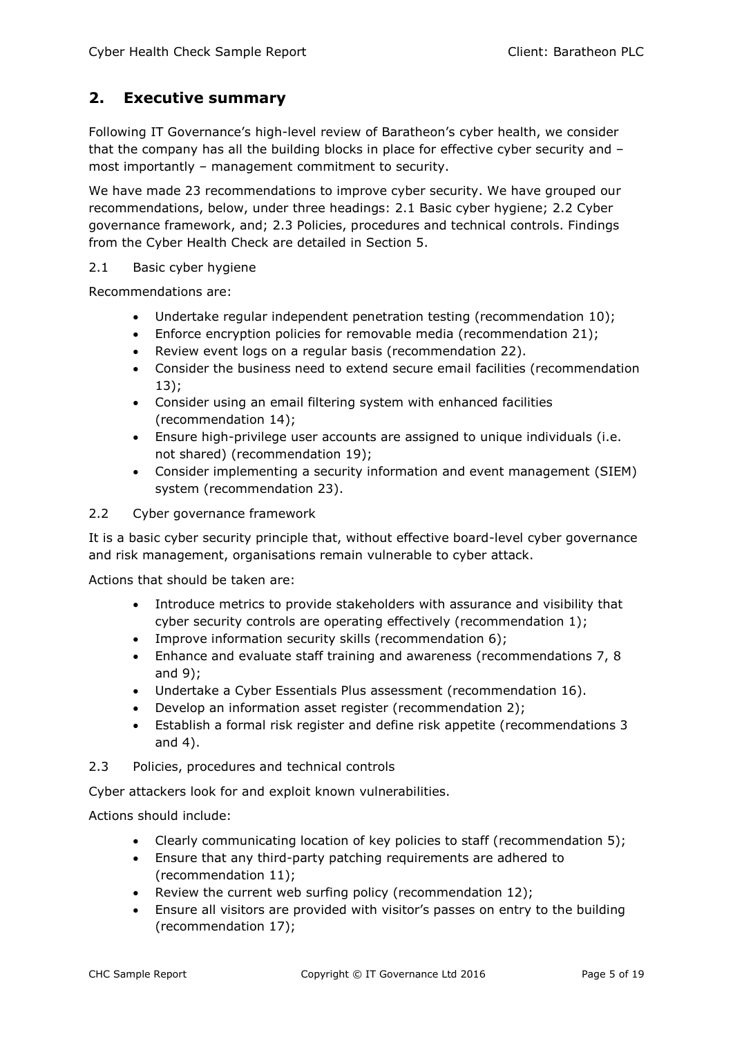## 2. Executive summary

Following IT Governance's high-level review of Baratheon's cyber health, we consider that the company has all the building blocks in place for effective cyber security and – most importantly – management commitment to security.

We have made 23 recommendations to improve cyber security. We have grouped our recommendations, below, under three headings: 2.1 Basic cyber hygiene; 2.2 Cyber governance framework, and; 2.3 Policies, procedures and technical controls. Findings from the Cyber Health Check are detailed in Section 5.

2.1 Basic cyber hygiene

Recommendations are:

- Undertake regular independent penetration testing (recommendation 10);
- Enforce encryption policies for removable media (recommendation 21);
- Review event logs on a regular basis (recommendation 22).
- Consider the business need to extend secure email facilities (recommendation 13);
- Consider using an email filtering system with enhanced facilities (recommendation 14);
- Ensure high-privilege user accounts are assigned to unique individuals (i.e. not shared) (recommendation 19);
- Consider implementing a security information and event management (SIEM) system (recommendation 23).

2.2 Cyber governance framework

It is a basic cyber security principle that, without effective board-level cyber governance and risk management, organisations remain vulnerable to cyber attack.

Actions that should be taken are:

- Introduce metrics to provide stakeholders with assurance and visibility that cyber security controls are operating effectively (recommendation 1);
- Improve information security skills (recommendation 6);
- Enhance and evaluate staff training and awareness (recommendations 7, 8 and 9);
- Undertake a Cyber Essentials Plus assessment (recommendation 16).
- Develop an information asset register (recommendation 2);
- Establish a formal risk register and define risk appetite (recommendations 3 and 4).

2.3 Policies, procedures and technical controls

Cyber attackers look for and exploit known vulnerabilities.

Actions should include:

- Clearly communicating location of key policies to staff (recommendation 5);
- Ensure that any third-party patching requirements are adhered to (recommendation 11);
- Review the current web surfing policy (recommendation 12);
- Ensure all visitors are provided with visitor's passes on entry to the building (recommendation 17);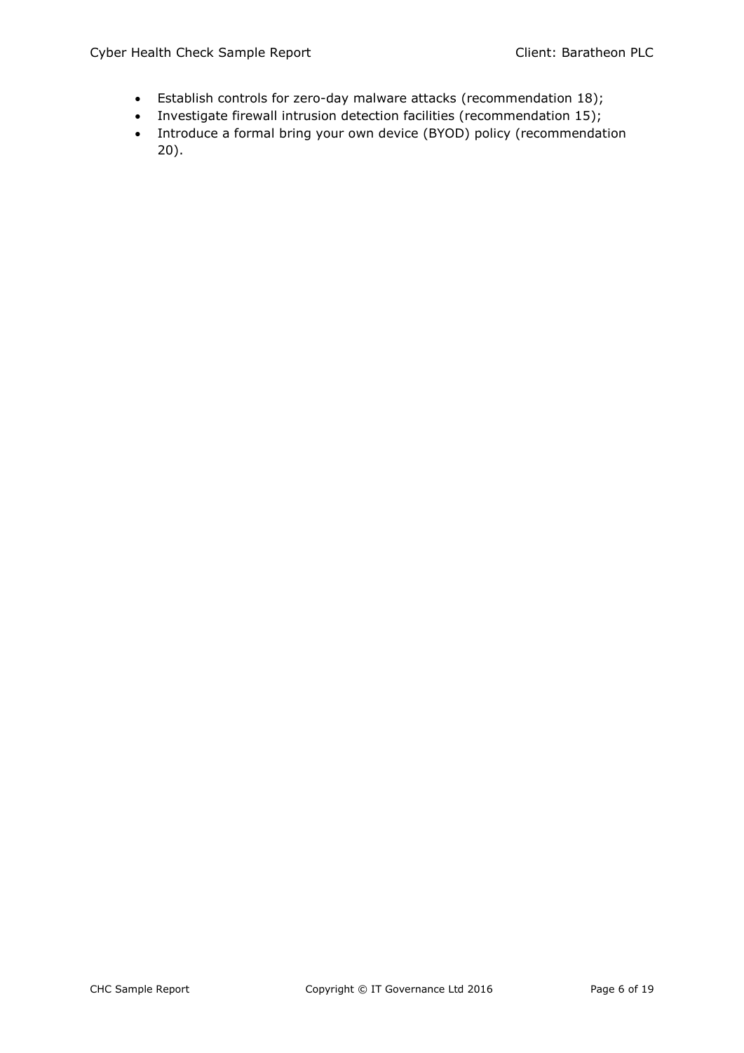- Establish controls for zero-day malware attacks (recommendation 18);
- Investigate firewall intrusion detection facilities (recommendation 15);
- Introduce a formal bring your own device (BYOD) policy (recommendation 20).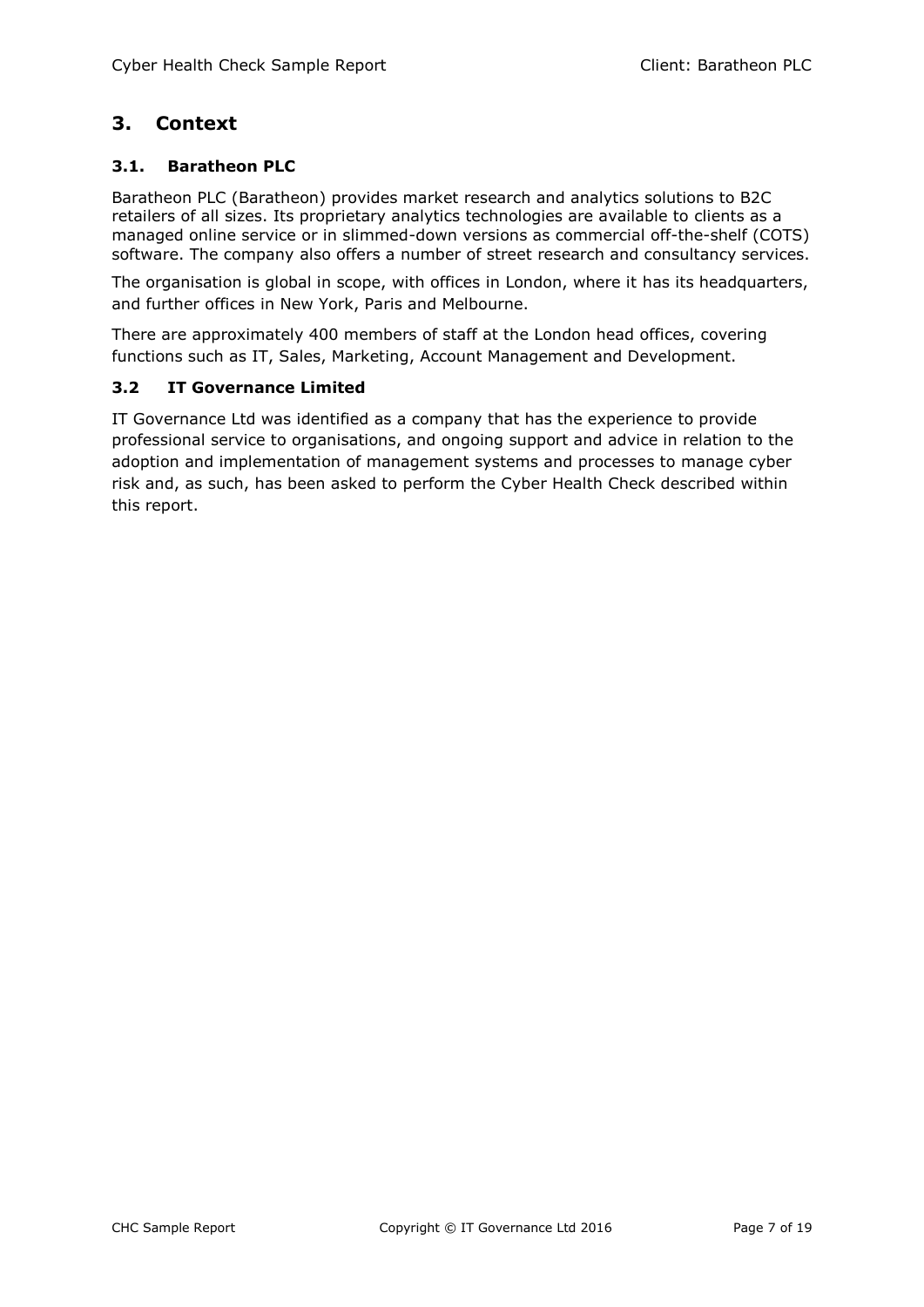# 3. Context

## 3.1. Baratheon PLC

Baratheon PLC (Baratheon) provides market research and analytics solutions to B2C retailers of all sizes. Its proprietary analytics technologies are available to clients as a managed online service or in slimmed-down versions as commercial off-the-shelf (COTS) software. The company also offers a number of street research and consultancy services.

The organisation is global in scope, with offices in London, where it has its headquarters, and further offices in New York, Paris and Melbourne.

There are approximately 400 members of staff at the London head offices, covering functions such as IT, Sales, Marketing, Account Management and Development.

## 3.2 IT Governance Limited

IT Governance Ltd was identified as a company that has the experience to provide professional service to organisations, and ongoing support and advice in relation to the adoption and implementation of management systems and processes to manage cyber risk and, as such, has been asked to perform the Cyber Health Check described within this report.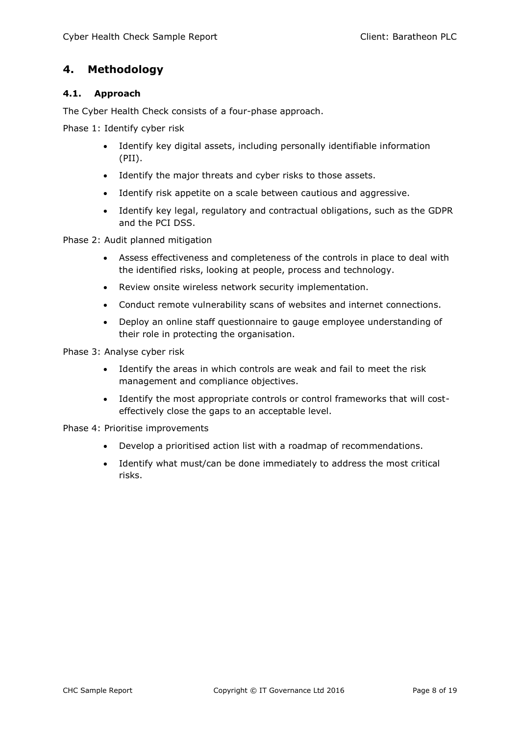## 4. Methodology

### 4.1. Approach

The Cyber Health Check consists of a four-phase approach.

Phase 1: Identify cyber risk

- Identify key digital assets, including personally identifiable information (PII).
- Identify the major threats and cyber risks to those assets.
- Identify risk appetite on a scale between cautious and aggressive.
- Identify key legal, regulatory and contractual obligations, such as the GDPR and the PCI DSS.

Phase 2: Audit planned mitigation

- Assess effectiveness and completeness of the controls in place to deal with the identified risks, looking at people, process and technology.
- Review onsite wireless network security implementation.
- Conduct remote vulnerability scans of websites and internet connections.
- Deploy an online staff questionnaire to gauge employee understanding of their role in protecting the organisation.

Phase 3: Analyse cyber risk

- Identify the areas in which controls are weak and fail to meet the risk management and compliance objectives.
- Identify the most appropriate controls or control frameworks that will cost-effectively close the gaps to an acceptable level.

Phase 4: Prioritise improvements

- Develop a prioritised action list with a roadmap of recommendations.
- Identify what must/can be done immediately to address the most critical risks.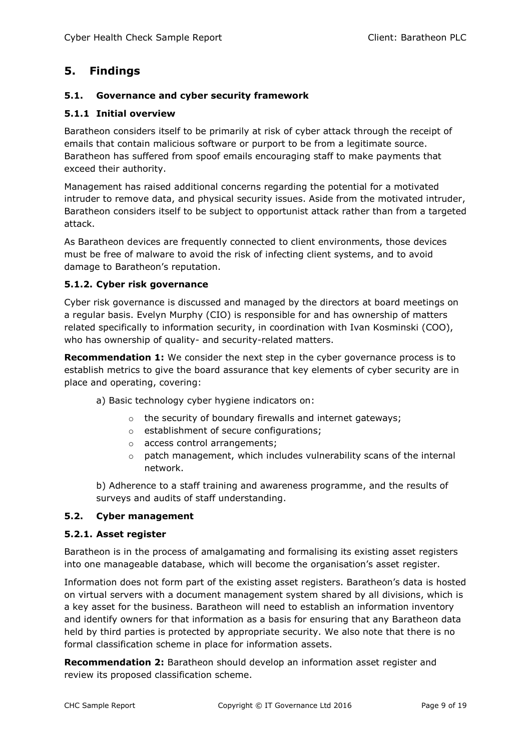# 5. Findings

## 5.1. Governance and cyber security framework

### 5.1.1 Initial overview

Baratheon considers itself to be primarily at risk of cyber attack through the receipt of emails that contain malicious software or purport to be from a legitimate source. Baratheon has suffered from spoof emails encouraging staff to make payments that exceed their authority.

Management has raised additional concerns regarding the potential for a motivated intruder to remove data, and physical security issues. Aside from the motivated intruder, Baratheon considers itself to be subject to opportunist attack rather than from a targeted attack.

As Baratheon devices are frequently connected to client environments, those devices must be free of malware to avoid the risk of infecting client systems, and to avoid damage to Baratheon's reputation.

### 5.1.2. Cyber risk governance

Cyber risk governance is discussed and managed by the directors at board meetings on a regular basis. Evelyn Murphy (CIO) is responsible for and has ownership of matters related specifically to information security, in coordination with Ivan Kosminski (COO), who has ownership of quality- and security-related matters.

**Recommendation 1:** We consider the next step in the cyber governance process is to establish metrics to give the board assurance that key elements of cyber security are in place and operating, covering:

a) Basic technology cyber hygiene indicators on:

- the security of boundary firewalls and internet gateways;
- establishment of secure configurations;
- access control arrangements;
- patch management, which includes vulnerability scans of the internal network.

b) Adherence to a staff training and awareness programme, and the results of surveys and audits of staff understanding.

## 5.2. Cyber management

### 5.2.1. Asset register

Baratheon is in the process of amalgamating and formalising its existing asset registers into one manageable database, which will become the organisation's asset register.

Information does not form part of the existing asset registers. Baratheon's data is hosted on virtual servers with a document management system shared by all divisions, which is a key asset for the business. Baratheon will need to establish an information inventory and identify owners for that information as a basis for ensuring that any Baratheon data held by third parties is protected by appropriate security. We also note that there is no formal classification scheme in place for information assets.

**Recommendation 2:** Baratheon should develop an information asset register and review its proposed classification scheme.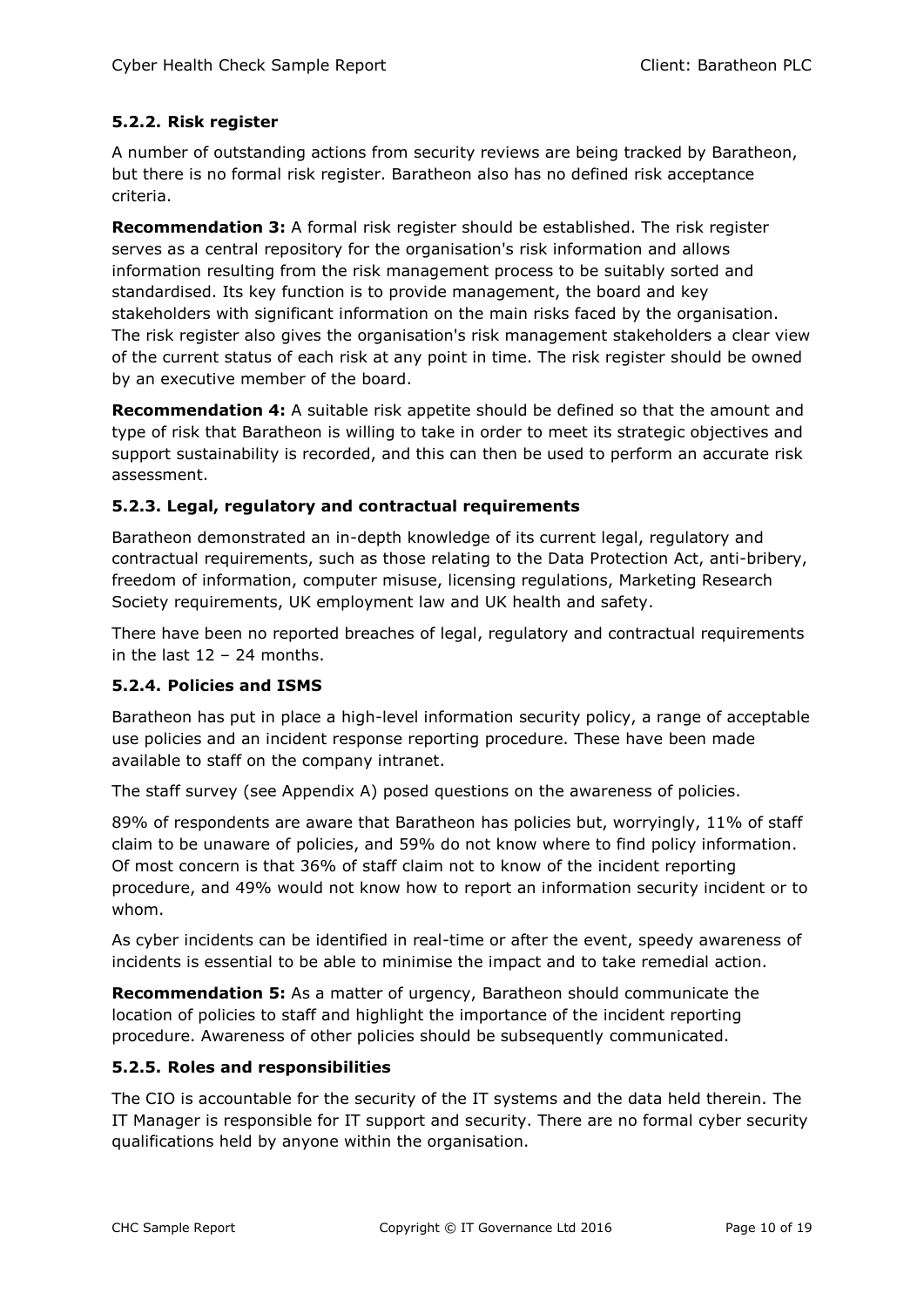### 5.2.2. Risk register

A number of outstanding actions from security reviews are being tracked by Baratheon, but there is no formal risk register. Baratheon also has no defined risk acceptance criteria.

**Recommendation 3:** A formal risk register should be established. The risk register serves as a central repository for the organisation's risk information and allows information resulting from the risk management process to be suitably sorted and standardised. Its key function is to provide management, the board and key stakeholders with significant information on the main risks faced by the organisation. The risk register also gives the organisation's risk management stakeholders a clear view of the current status of each risk at any point in time. The risk register should be owned by an executive member of the board.

**Recommendation 4:** A suitable risk appetite should be defined so that the amount and type of risk that Baratheon is willing to take in order to meet its strategic objectives and support sustainability is recorded, and this can then be used to perform an accurate risk assessment.

### 5.2.3. Legal, regulatory and contractual requirements

Baratheon demonstrated an in-depth knowledge of its current legal, regulatory and contractual requirements, such as those relating to the Data Protection Act, anti-bribery, freedom of information, computer misuse, licensing regulations, Marketing Research Society requirements, UK employment law and UK health and safety.

There have been no reported breaches of legal, regulatory and contractual requirements in the last 12 – 24 months.

### 5.2.4. Policies and ISMS

Baratheon has put in place a high-level information security policy, a range of acceptable use policies and an incident response reporting procedure. These have been made available to staff on the company intranet.

The staff survey (see Appendix A) posed questions on the awareness of policies.

89% of respondents are aware that Baratheon has policies but, worryingly, 11% of staff claim to be unaware of policies, and 59% do not know where to find policy information. Of most concern is that 36% of staff claim not to know of the incident reporting procedure, and 49% would not know how to report an information security incident or to whom.

As cyber incidents can be identified in real-time or after the event, speedy awareness of incidents is essential to be able to minimise the impact and to take remedial action.

**Recommendation 5:** As a matter of urgency, Baratheon should communicate the location of policies to staff and highlight the importance of the incident reporting procedure. Awareness of other policies should be subsequently communicated.

### 5.2.5. Roles and responsibilities

The CIO is accountable for the security of the IT systems and the data held therein. The IT Manager is responsible for IT support and security. There are no formal cyber security qualifications held by anyone within the organisation.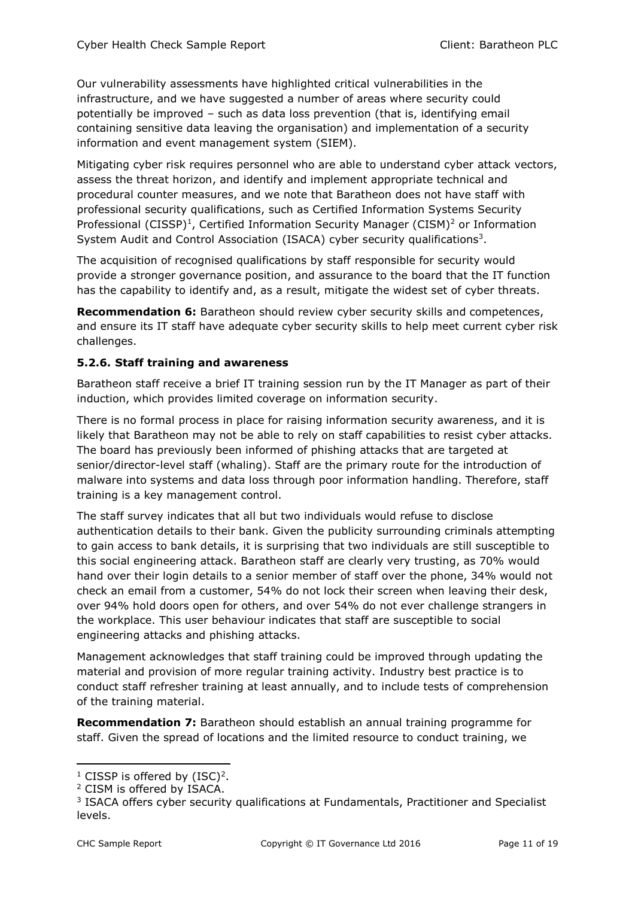Our vulnerability assessments have highlighted critical vulnerabilities in the infrastructure, and we have suggested a number of areas where security could potentially be improved – such as data loss prevention (that is, identifying email containing sensitive data leaving the organisation) and implementation of a security information and event management system (SIEM).

Mitigating cyber risk requires personnel who are able to understand cyber attack vectors, assess the threat horizon, and identify and implement appropriate technical and procedural counter measures, and we note that Baratheon does not have staff with professional security qualifications, such as Certified Information Systems Security Professional (CISSP)[1], Certified Information Security Manager (CISM)[2] or Information System Audit and Control Association (ISACA) cyber security qualifications[3].

The acquisition of recognised qualifications by staff responsible for security would provide a stronger governance position, and assurance to the board that the IT function has the capability to identify and, as a result, mitigate the widest set of cyber threats.

**Recommendation 6:** Baratheon should review cyber security skills and competences, and ensure its IT staff have adequate cyber security skills to help meet current cyber risk challenges.

### 5.2.6. Staff training and awareness

Baratheon staff receive a brief IT training session run by the IT Manager as part of their induction, which provides limited coverage on information security.

There is no formal process in place for raising information security awareness, and it is likely that Baratheon may not be able to rely on staff capabilities to resist cyber attacks. The board has previously been informed of phishing attacks that are targeted at senior/director-level staff (whaling). Staff are the primary route for the introduction of malware into systems and data loss through poor information handling. Therefore, staff training is a key management control.

The staff survey indicates that all but two individuals would refuse to disclose authentication details to their bank. Given the publicity surrounding criminals attempting to gain access to bank details, it is surprising that two individuals are still susceptible to this social engineering attack. Baratheon staff are clearly very trusting, as 70% would hand over their login details to a senior member of staff over the phone, 34% would not check an email from a customer, 54% do not lock their screen when leaving their desk, over 94% hold doors open for others, and over 54% do not ever challenge strangers in the workplace. This user behaviour indicates that staff are susceptible to social engineering attacks and phishing attacks.

Management acknowledges that staff training could be improved through updating the material and provision of more regular training activity. Industry best practice is to conduct staff refresher training at least annually, and to include tests of comprehension of the training material.

**Recommendation 7:** Baratheon should establish an annual training programme for staff. Given the spread of locations and the limited resource to conduct training, we

---

[1] CISSP is offered by (ISC)$^2$.

[2] CISM is offered by ISACA.

[3] ISACA offers cyber security qualifications at Fundamentals, Practitioner and Specialist levels.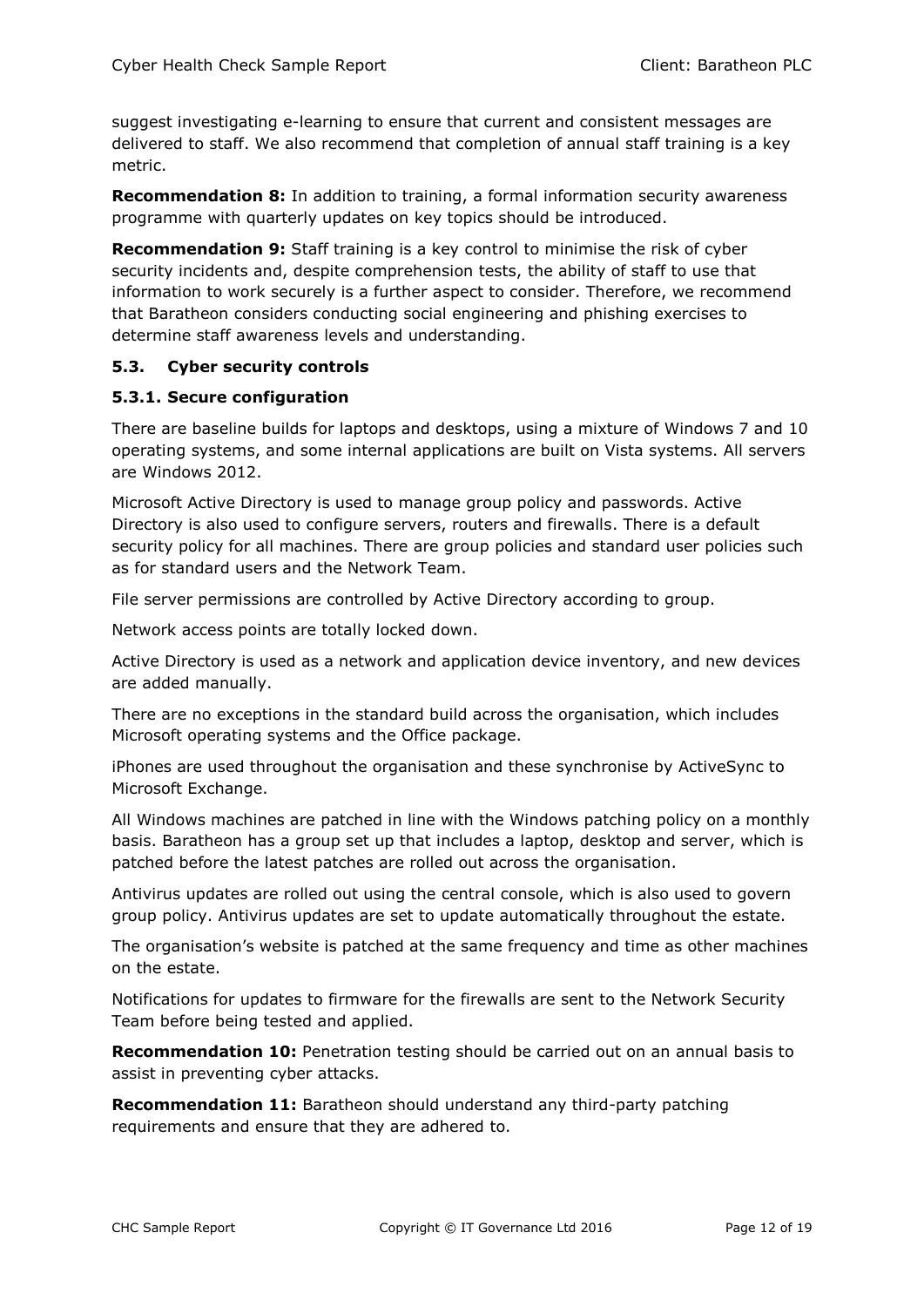suggest investigating e-learning to ensure that current and consistent messages are delivered to staff. We also recommend that completion of annual staff training is a key metric.

**Recommendation 8:** In addition to training, a formal information security awareness programme with quarterly updates on key topics should be introduced.

**Recommendation 9:** Staff training is a key control to minimise the risk of cyber security incidents and, despite comprehension tests, the ability of staff to use that information to work securely is a further aspect to consider. Therefore, we recommend that Baratheon considers conducting social engineering and phishing exercises to determine staff awareness levels and understanding.

### 5.3. Cyber security controls

#### 5.3.1. Secure configuration

There are baseline builds for laptops and desktops, using a mixture of Windows 7 and 10 operating systems, and some internal applications are built on Vista systems. All servers are Windows 2012.

Microsoft Active Directory is used to manage group policy and passwords. Active Directory is also used to configure servers, routers and firewalls. There is a default security policy for all machines. There are group policies and standard user policies such as for standard users and the Network Team.

File server permissions are controlled by Active Directory according to group.

Network access points are totally locked down.

Active Directory is used as a network and application device inventory, and new devices are added manually.

There are no exceptions in the standard build across the organisation, which includes Microsoft operating systems and the Office package.

iPhones are used throughout the organisation and these synchronise by ActiveSync to Microsoft Exchange.

All Windows machines are patched in line with the Windows patching policy on a monthly basis. Baratheon has a group set up that includes a laptop, desktop and server, which is patched before the latest patches are rolled out across the organisation.

Antivirus updates are rolled out using the central console, which is also used to govern group policy. Antivirus updates are set to update automatically throughout the estate.

The organisation's website is patched at the same frequency and time as other machines on the estate.

Notifications for updates to firmware for the firewalls are sent to the Network Security Team before being tested and applied.

**Recommendation 10:** Penetration testing should be carried out on an annual basis to assist in preventing cyber attacks.

**Recommendation 11:** Baratheon should understand any third-party patching requirements and ensure that they are adhered to.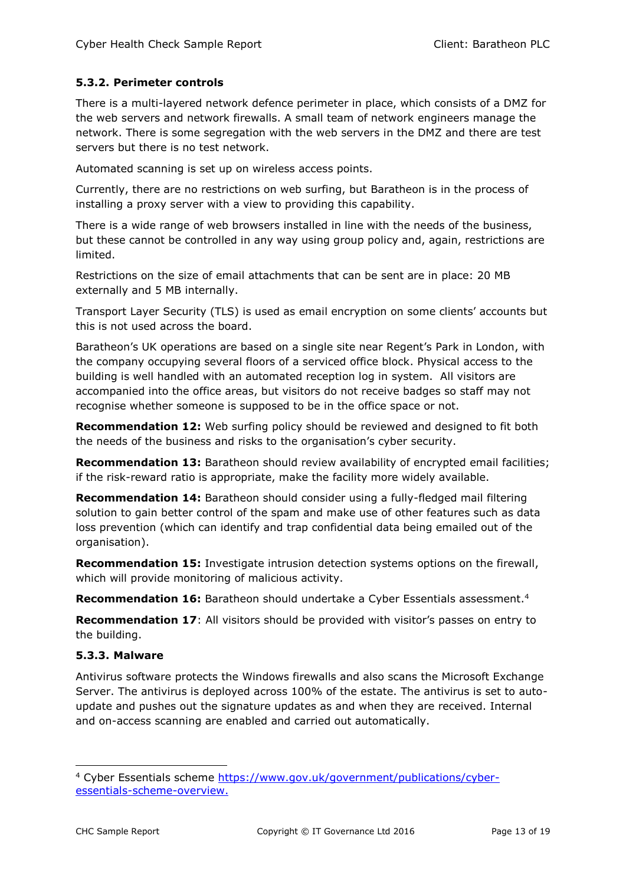### 5.3.2. Perimeter controls

There is a multi-layered network defence perimeter in place, which consists of a DMZ for the web servers and network firewalls. A small team of network engineers manage the network. There is some segregation with the web servers in the DMZ and there are test servers but there is no test network.

Automated scanning is set up on wireless access points.

Currently, there are no restrictions on web surfing, but Baratheon is in the process of installing a proxy server with a view to providing this capability.

There is a wide range of web browsers installed in line with the needs of the business, but these cannot be controlled in any way using group policy and, again, restrictions are limited.

Restrictions on the size of email attachments that can be sent are in place: 20 MB externally and 5 MB internally.

Transport Layer Security (TLS) is used as email encryption on some clients' accounts but this is not used across the board.

Baratheon's UK operations are based on a single site near Regent's Park in London, with the company occupying several floors of a serviced office block. Physical access to the building is well handled with an automated reception log in system. All visitors are accompanied into the office areas, but visitors do not receive badges so staff may not recognise whether someone is supposed to be in the office space or not.

**Recommendation 12:** Web surfing policy should be reviewed and designed to fit both the needs of the business and risks to the organisation's cyber security.

**Recommendation 13:** Baratheon should review availability of encrypted email facilities; if the risk-reward ratio is appropriate, make the facility more widely available.

**Recommendation 14:** Baratheon should consider using a fully-fledged mail filtering solution to gain better control of the spam and make use of other features such as data loss prevention (which can identify and trap confidential data being emailed out of the organisation).

**Recommendation 15:** Investigate intrusion detection systems options on the firewall, which will provide monitoring of malicious activity.

**Recommendation 16:** Baratheon should undertake a Cyber Essentials assessment.[4]

**Recommendation 17**: All visitors should be provided with visitor's passes on entry to the building.

### 5.3.3. Malware

Antivirus software protects the Windows firewalls and also scans the Microsoft Exchange Server. The antivirus is deployed across 100% of the estate. The antivirus is set to auto-update and pushes out the signature updates as and when they are received. Internal and on-access scanning are enabled and carried out automatically.

---

[4] Cyber Essentials scheme https://www.gov.uk/government/publications/cyber-essentials-scheme-overview.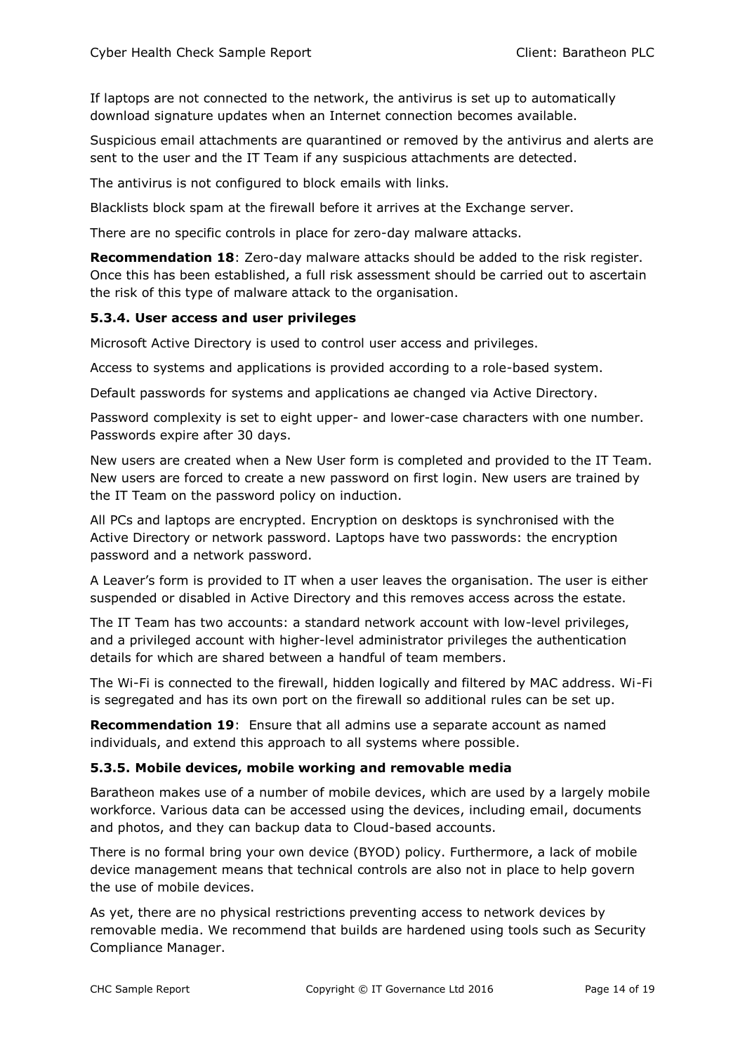If laptops are not connected to the network, the antivirus is set up to automatically download signature updates when an Internet connection becomes available.

Suspicious email attachments are quarantined or removed by the antivirus and alerts are sent to the user and the IT Team if any suspicious attachments are detected.

The antivirus is not configured to block emails with links.

Blacklists block spam at the firewall before it arrives at the Exchange server.

There are no specific controls in place for zero-day malware attacks.

**Recommendation 18**: Zero-day malware attacks should be added to the risk register. Once this has been established, a full risk assessment should be carried out to ascertain the risk of this type of malware attack to the organisation.

### 5.3.4. User access and user privileges

Microsoft Active Directory is used to control user access and privileges.

Access to systems and applications is provided according to a role-based system.

Default passwords for systems and applications ae changed via Active Directory.

Password complexity is set to eight upper- and lower-case characters with one number. Passwords expire after 30 days.

New users are created when a New User form is completed and provided to the IT Team. New users are forced to create a new password on first login. New users are trained by the IT Team on the password policy on induction.

All PCs and laptops are encrypted. Encryption on desktops is synchronised with the Active Directory or network password. Laptops have two passwords: the encryption password and a network password.

A Leaver's form is provided to IT when a user leaves the organisation. The user is either suspended or disabled in Active Directory and this removes access across the estate.

The IT Team has two accounts: a standard network account with low-level privileges, and a privileged account with higher-level administrator privileges the authentication details for which are shared between a handful of team members.

The Wi-Fi is connected to the firewall, hidden logically and filtered by MAC address. Wi-Fi is segregated and has its own port on the firewall so additional rules can be set up.

**Recommendation 19**: Ensure that all admins use a separate account as named individuals, and extend this approach to all systems where possible.

### 5.3.5. Mobile devices, mobile working and removable media

Baratheon makes use of a number of mobile devices, which are used by a largely mobile workforce. Various data can be accessed using the devices, including email, documents and photos, and they can backup data to Cloud-based accounts.

There is no formal bring your own device (BYOD) policy. Furthermore, a lack of mobile device management means that technical controls are also not in place to help govern the use of mobile devices.

As yet, there are no physical restrictions preventing access to network devices by removable media. We recommend that builds are hardened using tools such as Security Compliance Manager.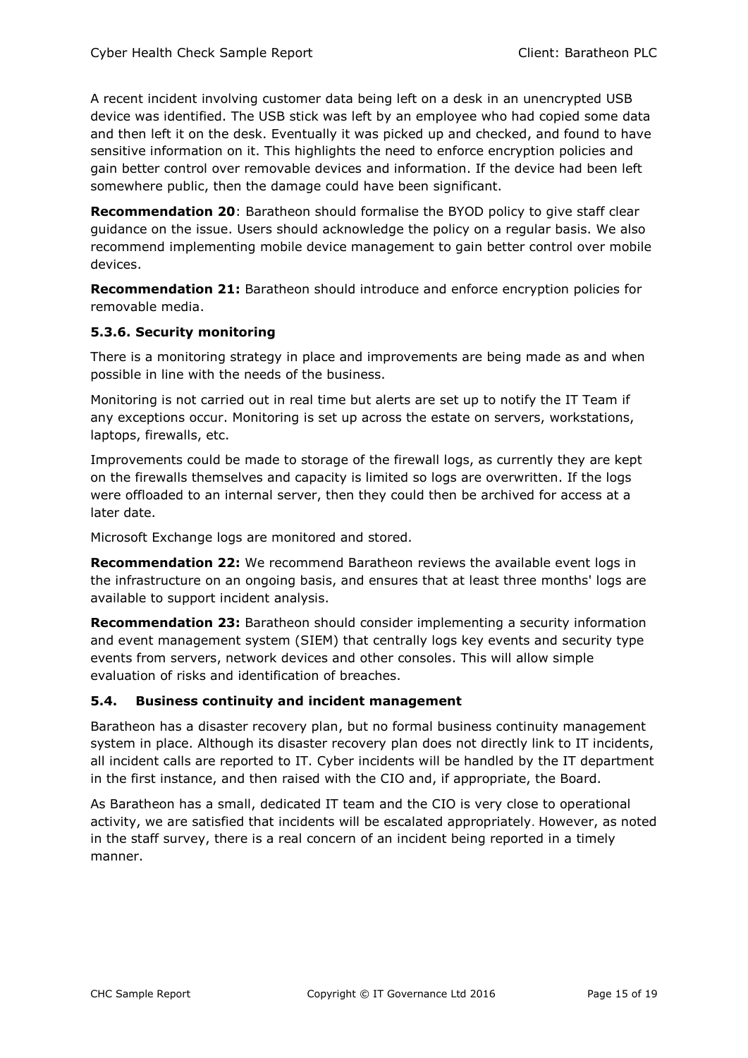A recent incident involving customer data being left on a desk in an unencrypted USB device was identified. The USB stick was left by an employee who had copied some data and then left it on the desk. Eventually it was picked up and checked, and found to have sensitive information on it. This highlights the need to enforce encryption policies and gain better control over removable devices and information. If the device had been left somewhere public, then the damage could have been significant.

**Recommendation 20**: Baratheon should formalise the BYOD policy to give staff clear guidance on the issue. Users should acknowledge the policy on a regular basis. We also recommend implementing mobile device management to gain better control over mobile devices.

**Recommendation 21:** Baratheon should introduce and enforce encryption policies for removable media.

### 5.3.6. Security monitoring

There is a monitoring strategy in place and improvements are being made as and when possible in line with the needs of the business.

Monitoring is not carried out in real time but alerts are set up to notify the IT Team if any exceptions occur. Monitoring is set up across the estate on servers, workstations, laptops, firewalls, etc.

Improvements could be made to storage of the firewall logs, as currently they are kept on the firewalls themselves and capacity is limited so logs are overwritten. If the logs were offloaded to an internal server, then they could then be archived for access at a later date.

Microsoft Exchange logs are monitored and stored.

**Recommendation 22:** We recommend Baratheon reviews the available event logs in the infrastructure on an ongoing basis, and ensures that at least three months' logs are available to support incident analysis.

**Recommendation 23:** Baratheon should consider implementing a security information and event management system (SIEM) that centrally logs key events and security type events from servers, network devices and other consoles. This will allow simple evaluation of risks and identification of breaches.

## 5.4. Business continuity and incident management

Baratheon has a disaster recovery plan, but no formal business continuity management system in place. Although its disaster recovery plan does not directly link to IT incidents, all incident calls are reported to IT. Cyber incidents will be handled by the IT department in the first instance, and then raised with the CIO and, if appropriate, the Board.

As Baratheon has a small, dedicated IT team and the CIO is very close to operational activity, we are satisfied that incidents will be escalated appropriately. However, as noted in the staff survey, there is a real concern of an incident being reported in a timely manner.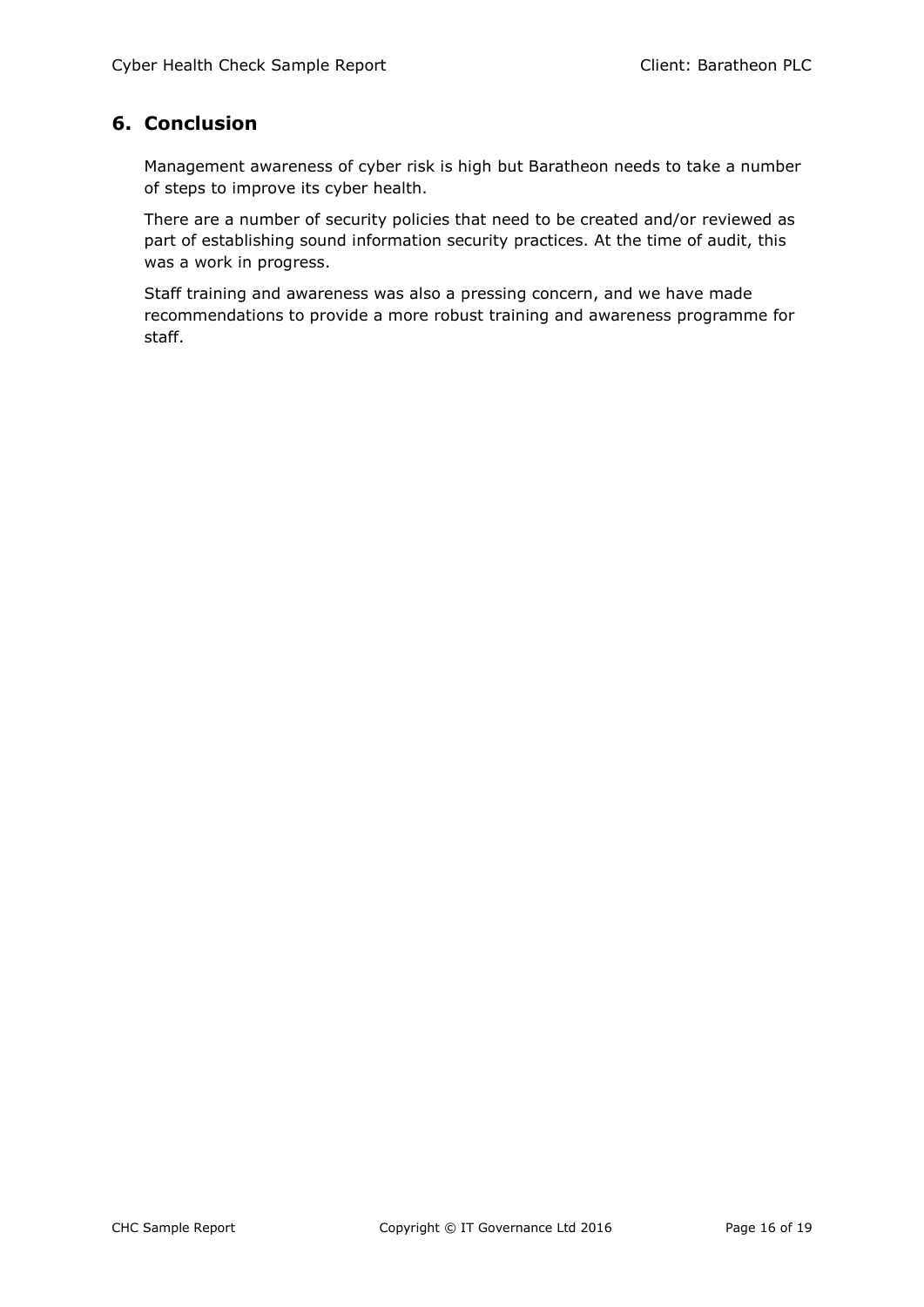## 6. Conclusion

Management awareness of cyber risk is high but Baratheon needs to take a number of steps to improve its cyber health.

There are a number of security policies that need to be created and/or reviewed as part of establishing sound information security practices. At the time of audit, this was a work in progress.

Staff training and awareness was also a pressing concern, and we have made recommendations to provide a more robust training and awareness programme for staff.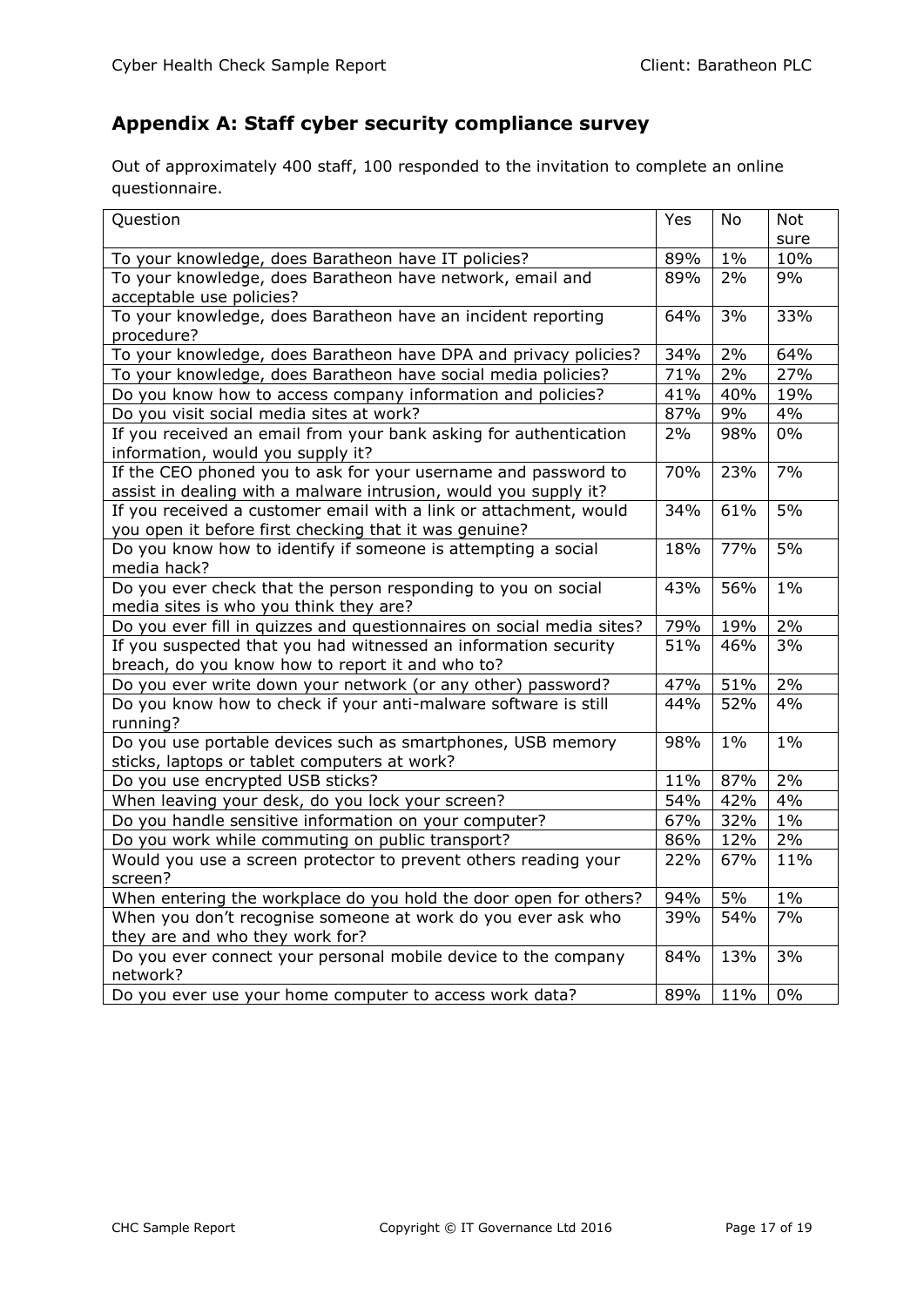## Appendix A: Staff cyber security compliance survey

Out of approximately 400 staff, 100 responded to the invitation to complete an online questionnaire.

| Question | Yes | No | Not sure |
| --- | --- | --- | --- |
| To your knowledge, does Baratheon have IT policies? | 89% | 1% | 10% |
| To your knowledge, does Baratheon have network, email and acceptable use policies? | 89% | 2% | 9% |
| To your knowledge, does Baratheon have an incident reporting procedure? | 64% | 3% | 33% |
| To your knowledge, does Baratheon have DPA and privacy policies? | 34% | 2% | 64% |
| To your knowledge, does Baratheon have social media policies? | 71% | 2% | 27% |
| Do you know how to access company information and policies? | 41% | 40% | 19% |
| Do you visit social media sites at work? | 87% | 9% | 4% |
| If you received an email from your bank asking for authentication information, would you supply it? | 2% | 98% | 0% |
| If the CEO phoned you to ask for your username and password to assist in dealing with a malware intrusion, would you supply it? | 70% | 23% | 7% |
| If you received a customer email with a link or attachment, would you open it before first checking that it was genuine? | 34% | 61% | 5% |
| Do you know how to identify if someone is attempting a social media hack? | 18% | 77% | 5% |
| Do you ever check that the person responding to you on social media sites is who you think they are? | 43% | 56% | 1% |
| Do you ever fill in quizzes and questionnaires on social media sites? | 79% | 19% | 2% |
| If you suspected that you had witnessed an information security breach, do you know how to report it and who to? | 51% | 46% | 3% |
| Do you ever write down your network (or any other) password? | 47% | 51% | 2% |
| Do you know how to check if your anti-malware software is still running? | 44% | 52% | 4% |
| Do you use portable devices such as smartphones, USB memory sticks, laptops or tablet computers at work? | 98% | 1% | 1% |
| Do you use encrypted USB sticks? | 11% | 87% | 2% |
| When leaving your desk, do you lock your screen? | 54% | 42% | 4% |
| Do you handle sensitive information on your computer? | 67% | 32% | 1% |
| Do you work while commuting on public transport? | 86% | 12% | 2% |
| Would you use a screen protector to prevent others reading your screen? | 22% | 67% | 11% |
| When entering the workplace do you hold the door open for others? | 94% | 5% | 1% |
| When you don't recognise someone at work do you ever ask who they are and who they work for? | 39% | 54% | 7% |
| Do you ever connect your personal mobile device to the company network? | 84% | 13% | 3% |
| Do you ever use your home computer to access work data? | 89% | 11% | 0% |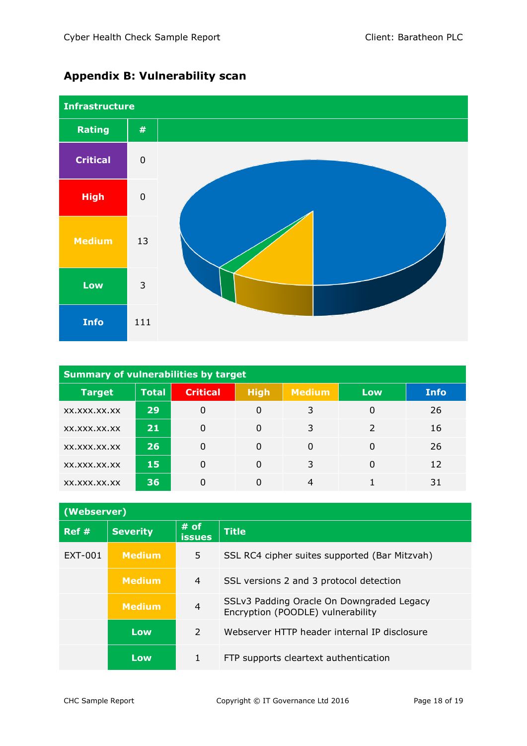## Appendix B: Vulnerability scan

| Infrastructure | |
|---|---|
| **Rating** | **#** |
| Critical | 0 |
| High | 0 |
| Medium | 13 |
| Low | 3 |
| Info | 111 |

| Summary of vulnerabilities by target | | | | | | |
|---|---|---|---|---|---|---|
| **Target** | **Total** | **Critical** | **High** | **Medium** | **Low** | **Info** |
| xx.xxx.xx.xx | 29 | 0 | 0 | 3 | 0 | 26 |
| xx.xxx.xx.xx | 21 | 0 | 0 | 3 | 2 | 16 |
| xx.xxx.xx.xx | 26 | 0 | 0 | 0 | 0 | 26 |
| xx.xxx.xx.xx | 15 | 0 | 0 | 3 | 0 | 12 |
| xx.xxx.xx.xx | 36 | 0 | 0 | 4 | 1 | 31 |

| (Webserver) | | | |
|---|---|---|---|
| **Ref #** | **Severity** | **# of issues** | **Title** |
| EXT-001 | Medium | 5 | SSL RC4 cipher suites supported (Bar Mitzvah) |
| | Medium | 4 | SSL versions 2 and 3 protocol detection |
| | Medium | 4 | SSLv3 Padding Oracle On Downgraded Legacy Encryption (POODLE) vulnerability |
| | Low | 2 | Webserver HTTP header internal IP disclosure |
| | Low | 1 | FTP supports cleartext authentication |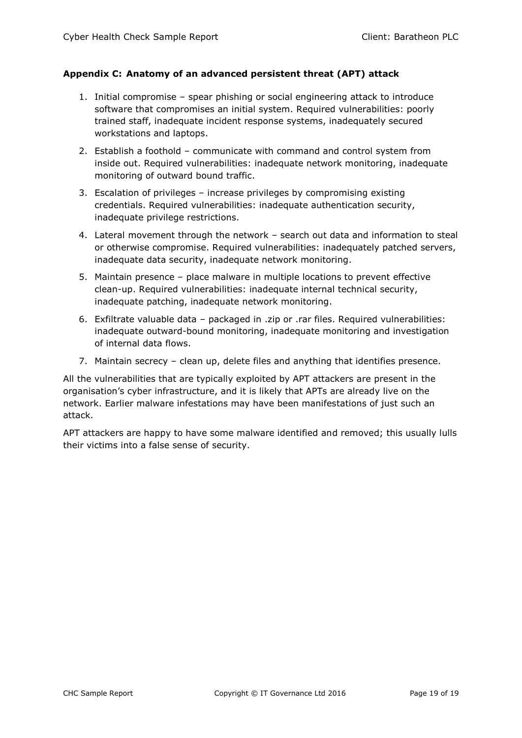### Appendix C: Anatomy of an advanced persistent threat (APT) attack

1. Initial compromise – spear phishing or social engineering attack to introduce software that compromises an initial system. Required vulnerabilities: poorly trained staff, inadequate incident response systems, inadequately secured workstations and laptops.
2. Establish a foothold – communicate with command and control system from inside out. Required vulnerabilities: inadequate network monitoring, inadequate monitoring of outward bound traffic.
3. Escalation of privileges – increase privileges by compromising existing credentials. Required vulnerabilities: inadequate authentication security, inadequate privilege restrictions.
4. Lateral movement through the network – search out data and information to steal or otherwise compromise. Required vulnerabilities: inadequately patched servers, inadequate data security, inadequate network monitoring.
5. Maintain presence – place malware in multiple locations to prevent effective clean-up. Required vulnerabilities: inadequate internal technical security, inadequate patching, inadequate network monitoring.
6. Exfiltrate valuable data – packaged in .zip or .rar files. Required vulnerabilities: inadequate outward-bound monitoring, inadequate monitoring and investigation of internal data flows.
7. Maintain secrecy – clean up, delete files and anything that identifies presence.

All the vulnerabilities that are typically exploited by APT attackers are present in the organisation's cyber infrastructure, and it is likely that APTs are already live on the network. Earlier malware infestations may have been manifestations of just such an attack.

APT attackers are happy to have some malware identified and removed; this usually lulls their victims into a false sense of security.